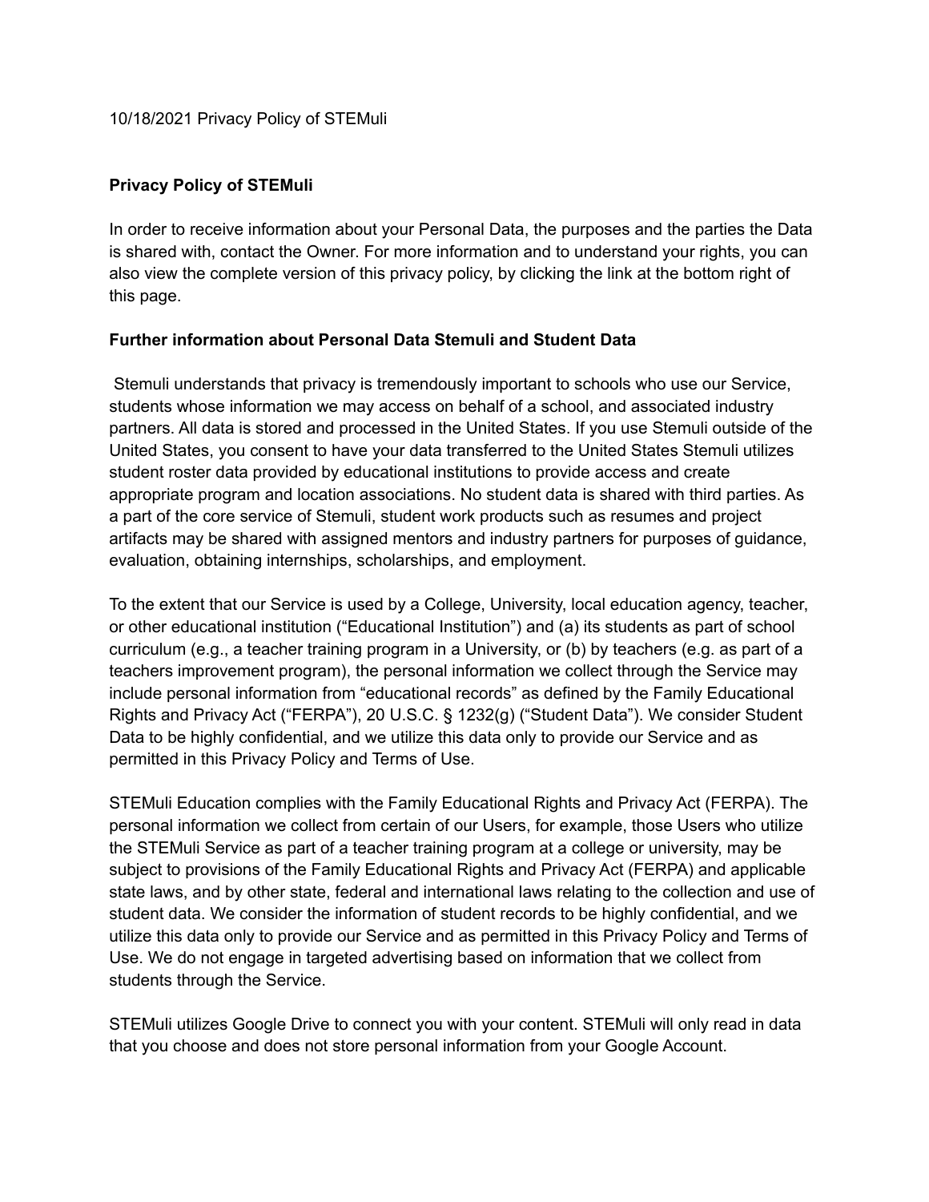10/18/2021 Privacy Policy of STEMuli

## Privacy Policy of STEMuli

In order to receive information about your Personal Data, the purposes and the parties the Data is shared with, contact the Owner. For more information and to understand your rights, you can also view the complete version of this privacy policy, by clicking the link at the bottom right of this page.

### Further information about Personal Data Stemuli and Student Data

Stemuli understands that privacy is tremendously important to schools who use our Service, students whose information we may access on behalf of a school, and associated industry partners. All data is stored and processed in the United States. If you use Stemuli outside of the United States, you consent to have your data transferred to the United States Stemuli utilizes student roster data provided by educational institutions to provide access and create appropriate program and location associations. No student data is shared with third parties. As a part of the core service of Stemuli, student work products such as resumes and project artifacts may be shared with assigned mentors and industry partners for purposes of guidance, evaluation, obtaining internships, scholarships, and employment.

To the extent that our Service is used by a College, University, local education agency, teacher, or other educational institution ("Educational Institution") and (a) its students as part of school curriculum (e.g., a teacher training program in a University, or (b) by teachers (e.g. as part of a teachers improvement program), the personal information we collect through the Service may include personal information from "educational records" as defined by the Family Educational Rights and Privacy Act ("FERPA"), 20 U.S.C. § 1232(g) ("Student Data"). We consider Student Data to be highly confidential, and we utilize this data only to provide our Service and as permitted in this Privacy Policy and Terms of Use.

STEMuli Education complies with the Family Educational Rights and Privacy Act (FERPA). The personal information we collect from certain of our Users, for example, those Users who utilize the STEMuli Service as part of a teacher training program at a college or university, may be subject to provisions of the Family Educational Rights and Privacy Act (FERPA) and applicable state laws, and by other state, federal and international laws relating to the collection and use of student data. We consider the information of student records to be highly confidential, and we utilize this data only to provide our Service and as permitted in this Privacy Policy and Terms of Use. We do not engage in targeted advertising based on information that we collect from students through the Service.

STEMuli utilizes Google Drive to connect you with your content. STEMuli will only read in data that you choose and does not store personal information from your Google Account.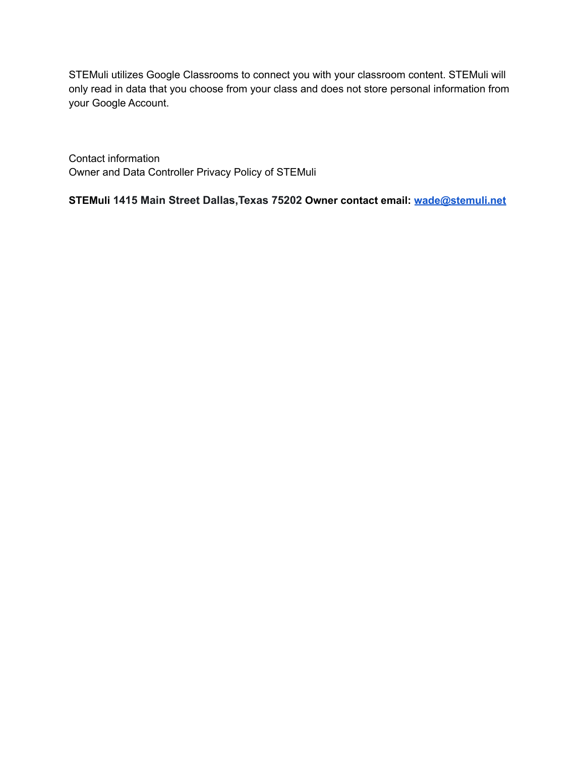STEMuli utilizes Google Classrooms to connect you with your classroom content. STEMuli will only read in data that you choose from your class and does not store personal information from your Google Account.

Contact information
Owner and Data Controller Privacy Policy of STEMuli

**STEMuli 1415 Main Street Dallas,Texas 75202 Owner contact email: wade@stemuli.net**